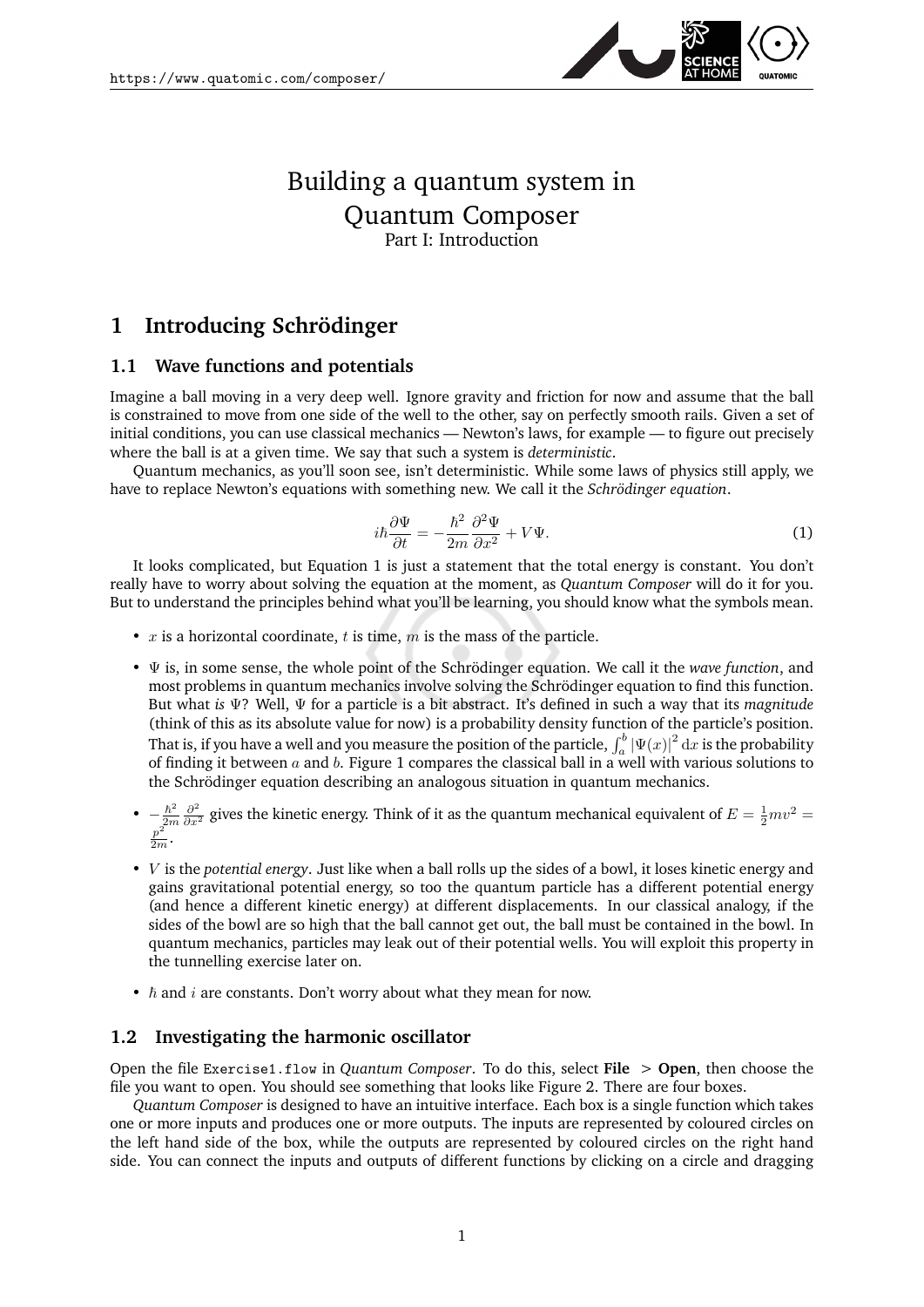# Building a quantum system in Quantum Composer

Part I: Introduction

## 1 Introducing Schrödinger

### 1.1 Wave functions and potentials

Imagine a ball moving in a very deep well. Ignore gravity and friction for now and assume that the ball is constrained to move from one side of the well to the other, say on perfectly smooth rails. Given a set of initial conditions, you can use classical mechanics — Newton's laws, for example — to figure out precisely where the ball is at a given time. We say that such a system is *deterministic*.

Quantum mechanics, as you'll soon see, isn't deterministic. While some laws of physics still apply, we have to replace Newton's equations with something new. We call it the *Schrödinger equation*.

$$i\hbar\frac{\partial\Psi}{\partial t} = -\frac{\hbar^2}{2m}\frac{\partial^2\Psi}{\partial x^2} + V\Psi. \tag{1}$$

It looks complicated, but Equation 1 is just a statement that the total energy is constant. You don't really have to worry about solving the equation at the moment, as *Quantum Composer* will do it for you. But to understand the principles behind what you'll be learning, you should know what the symbols mean.

- $x$ is a horizontal coordinate, $t$ is time, $m$ is the mass of the particle.
- $\Psi$ is, in some sense, the whole point of the Schrödinger equation. We call it the *wave function*, and most problems in quantum mechanics involve solving the Schrödinger equation to find this function. But what *is* $\Psi$? Well, $\Psi$ for a particle is a bit abstract. It's defined in such a way that its *magnitude* (think of this as its absolute value for now) is a probability density function of the particle's position. That is, if you have a well and you measure the position of the particle, $\int_a^b |\Psi(x)|^2 \,\mathrm{d}x$ is the probability of finding it between $a$ and $b$. Figure 1 compares the classical ball in a well with various solutions to the Schrödinger equation describing an analogous situation in quantum mechanics.
- $-\frac{\hbar^2}{2m}\frac{\partial^2}{\partial x^2}$ gives the kinetic energy. Think of it as the quantum mechanical equivalent of $E = \frac{1}{2}mv^2 = \frac{p^2}{2m}$.
- $V$ is the *potential energy*. Just like when a ball rolls up the sides of a bowl, it loses kinetic energy and gains gravitational potential energy, so too the quantum particle has a different potential energy (and hence a different kinetic energy) at different displacements. In our classical analogy, if the sides of the bowl are so high that the ball cannot get out, the ball must be contained in the bowl. In quantum mechanics, particles may leak out of their potential wells. You will exploit this property in the tunnelling exercise later on.
- $\hbar$ and $i$ are constants. Don't worry about what they mean for now.

### 1.2 Investigating the harmonic oscillator

Open the file `Exercise1.flow` in *Quantum Composer*. To do this, select **File** > **Open**, then choose the file you want to open. You should see something that looks like Figure 2. There are four boxes.

*Quantum Composer* is designed to have an intuitive interface. Each box is a single function which takes one or more inputs and produces one or more outputs. The inputs are represented by coloured circles on the left hand side of the box, while the outputs are represented by coloured circles on the right hand side. You can connect the inputs and outputs of different functions by clicking on a circle and dragging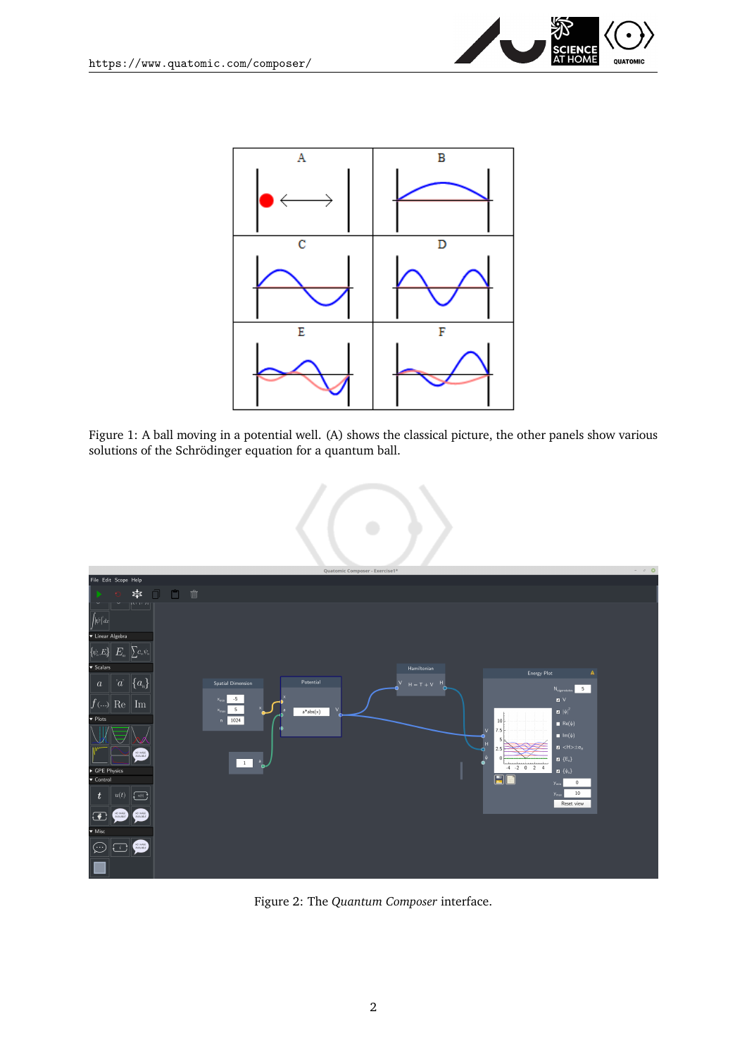Figure 1: A ball moving in a potential well. (A) shows the classical picture, the other panels show various solutions of the Schrödinger equation for a quantum ball.

Figure 2: The *Quantum Composer* interface.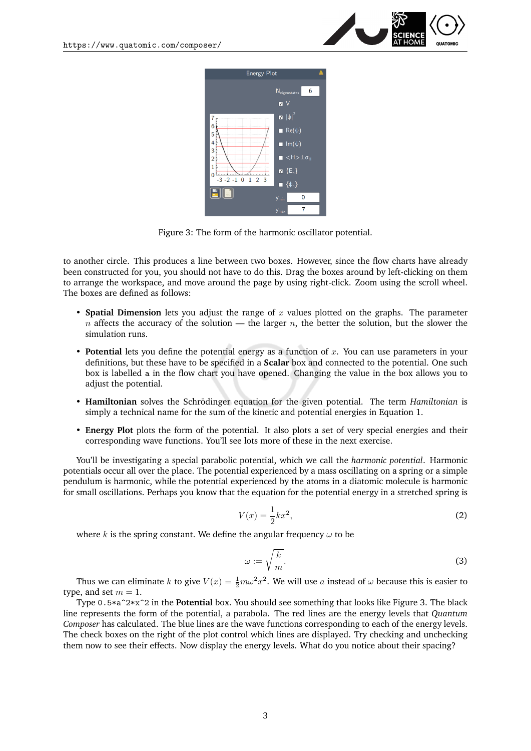Energy Plot

$N_{eigenstates}$ 6

V

$|\psi|^2$

Re(ψ)

Im(ψ)

$<H>\pm\sigma_H$

$\{E_n\}$

$\{\psi_n\}$

$y_{min}$ 0

$y_{max}$ 7

7
6
5
4
3
2
1
0
-3 -2 -1 0 1 2 3

Figure 3: The form of the harmonic oscillator potential.

to another circle. This produces a line between two boxes. However, since the flow charts have already been constructed for you, you should not have to do this. Drag the boxes around by left-clicking on them to arrange the workspace, and move around the page by using right-click. Zoom using the scroll wheel. The boxes are defined as follows:

- **Spatial Dimension** lets you adjust the range of $x$ values plotted on the graphs. The parameter $n$ affects the accuracy of the solution — the larger $n$, the better the solution, but the slower the simulation runs.
- **Potential** lets you define the potential energy as a function of $x$. You can use parameters in your definitions, but these have to be specified in a **Scalar** box and connected to the potential. One such box is labelled a in the flow chart you have opened. Changing the value in the box allows you to adjust the potential.
- **Hamiltonian** solves the Schrödinger equation for the given potential. The term *Hamiltonian* is simply a technical name for the sum of the kinetic and potential energies in Equation 1.
- **Energy Plot** plots the form of the potential. It also plots a set of very special energies and their corresponding wave functions. You'll see lots more of these in the next exercise.

You'll be investigating a special parabolic potential, which we call the *harmonic potential*. Harmonic potentials occur all over the place. The potential experienced by a mass oscillating on a spring or a simple pendulum is harmonic, while the potential experienced by the atoms in a diatomic molecule is harmonic for small oscillations. Perhaps you know that the equation for the potential energy in a stretched spring is

$$V(x) = \frac{1}{2}kx^2, \tag{2}$$

where $k$ is the spring constant. We define the angular frequency $\omega$ to be

$$\omega := \sqrt{\frac{k}{m}}. \tag{3}$$

Thus we can eliminate $k$ to give $V(x) = \frac{1}{2}m\omega^2 x^2$. We will use $a$ instead of $\omega$ because this is easier to type, and set $m = 1$.

Type `0.5*a^2*x^2` in the **Potential** box. You should see something that looks like Figure 3. The black line represents the form of the potential, a parabola. The red lines are the energy levels that *Quantum Composer* has calculated. The blue lines are the wave functions corresponding to each of the energy levels. The check boxes on the right of the plot control which lines are displayed. Try checking and unchecking them now to see their effects. Now display the energy levels. What do you notice about their spacing?